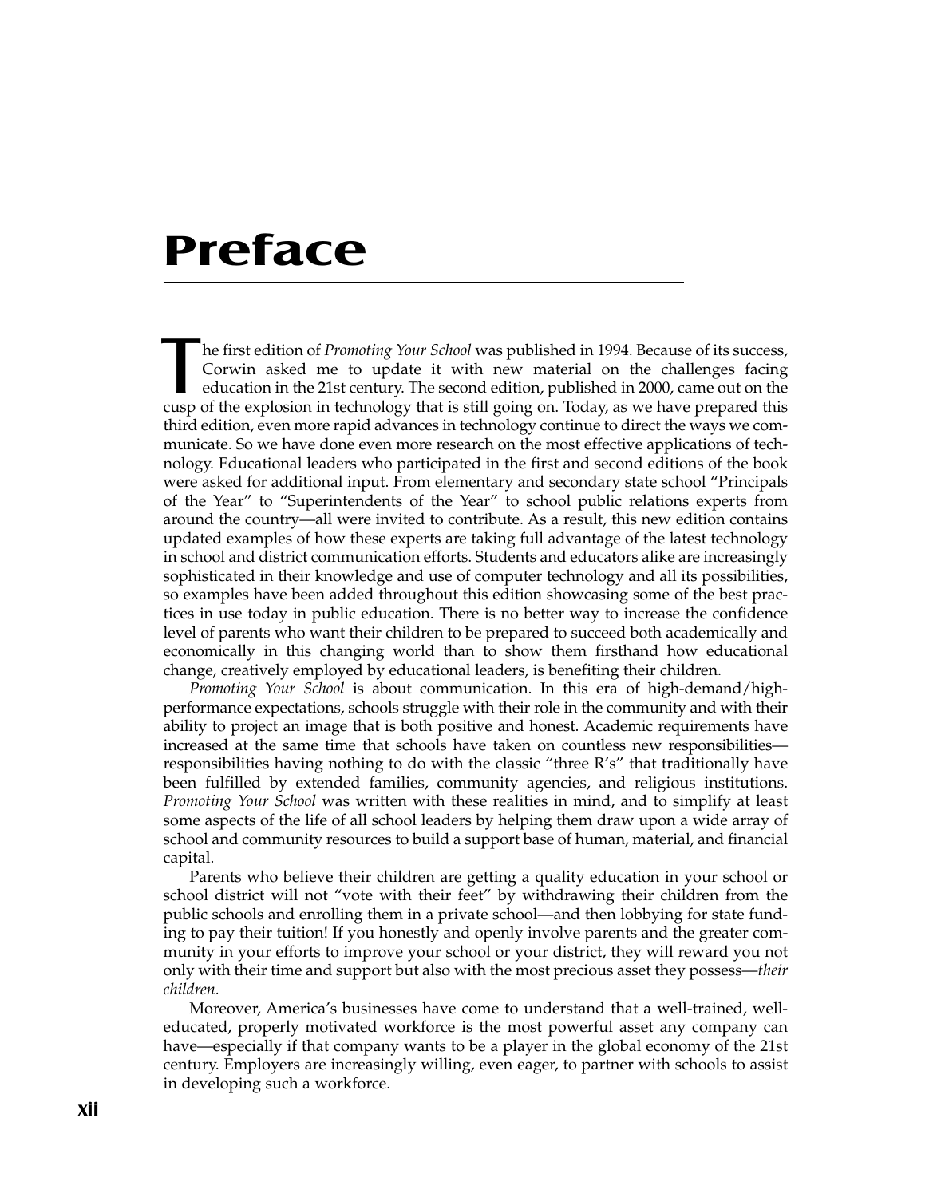# Preface

The first edition of *Promoting Your School* was published in 1994. Because of its success, Corwin asked me to update it with new material on the challenges facing education in the 21st century. The second edition, published in 2000, came out on the cusp of the explosion in technology that is still going on. Today, as we have prepared this third edition, even more rapid advances in technology continue to direct the ways we communicate. So we have done even more research on the most effective applications of technology. Educational leaders who participated in the first and second editions of the book were asked for additional input. From elementary and secondary state school "Principals of the Year" to "Superintendents of the Year" to school public relations experts from around the country—all were invited to contribute. As a result, this new edition contains updated examples of how these experts are taking full advantage of the latest technology in school and district communication efforts. Students and educators alike are increasingly sophisticated in their knowledge and use of computer technology and all its possibilities, so examples have been added throughout this edition showcasing some of the best practices in use today in public education. There is no better way to increase the confidence level of parents who want their children to be prepared to succeed both academically and economically in this changing world than to show them firsthand how educational change, creatively employed by educational leaders, is benefiting their children.

*Promoting Your School* is about communication. In this era of high-demand/high-performance expectations, schools struggle with their role in the community and with their ability to project an image that is both positive and honest. Academic requirements have increased at the same time that schools have taken on countless new responsibilities—responsibilities having nothing to do with the classic "three R's" that traditionally have been fulfilled by extended families, community agencies, and religious institutions. *Promoting Your School* was written with these realities in mind, and to simplify at least some aspects of the life of all school leaders by helping them draw upon a wide array of school and community resources to build a support base of human, material, and financial capital.

Parents who believe their children are getting a quality education in your school or school district will not "vote with their feet" by withdrawing their children from the public schools and enrolling them in a private school—and then lobbying for state funding to pay their tuition! If you honestly and openly involve parents and the greater community in your efforts to improve your school or your district, they will reward you not only with their time and support but also with the most precious asset they possess—*their children.*

Moreover, America's businesses have come to understand that a well-trained, well-educated, properly motivated workforce is the most powerful asset any company can have—especially if that company wants to be a player in the global economy of the 21st century. Employers are increasingly willing, even eager, to partner with schools to assist in developing such a workforce.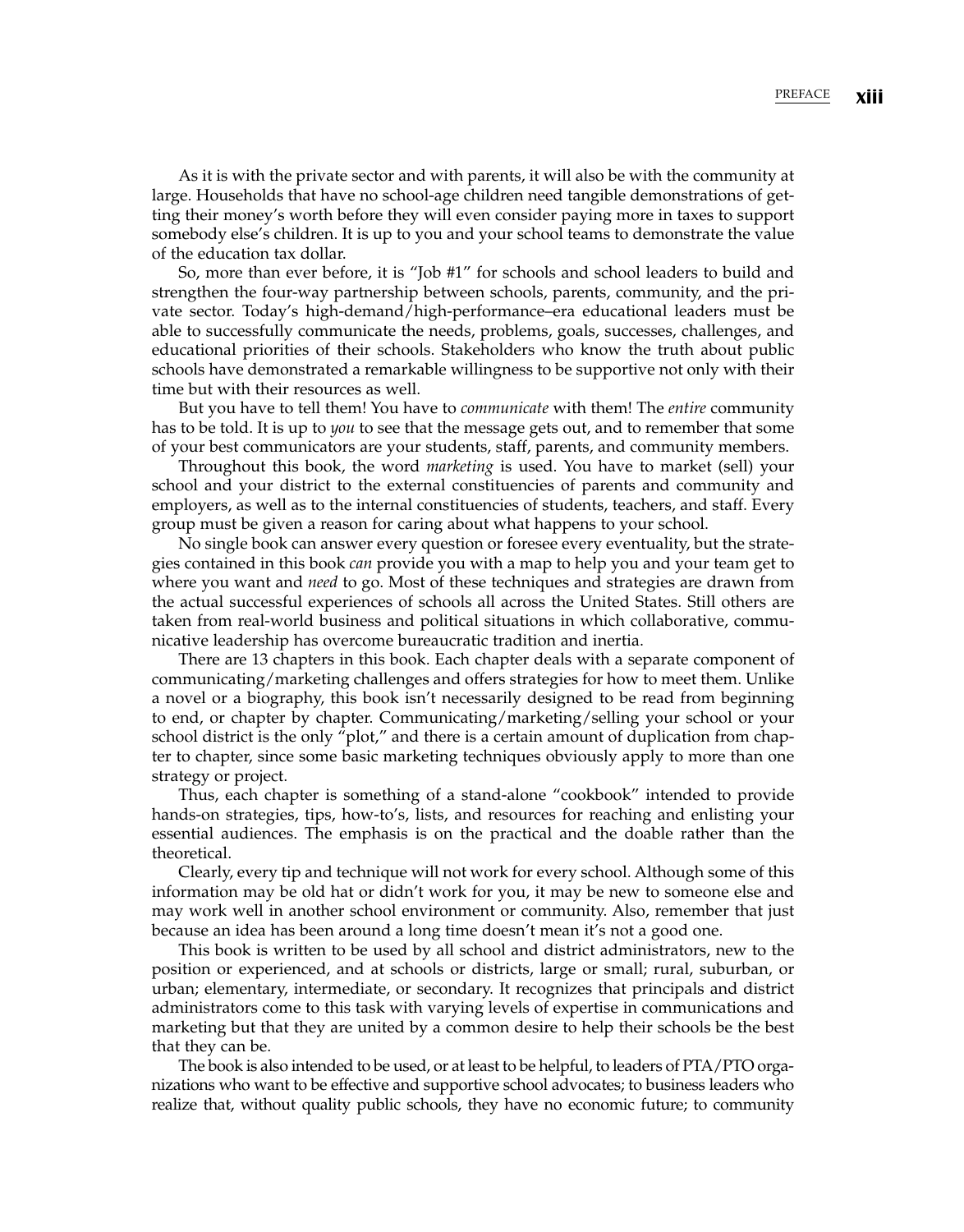As it is with the private sector and with parents, it will also be with the community at large. Households that have no school-age children need tangible demonstrations of getting their money's worth before they will even consider paying more in taxes to support somebody else's children. It is up to you and your school teams to demonstrate the value of the education tax dollar.

So, more than ever before, it is "Job #1" for schools and school leaders to build and strengthen the four-way partnership between schools, parents, community, and the private sector. Today's high-demand/high-performance–era educational leaders must be able to successfully communicate the needs, problems, goals, successes, challenges, and educational priorities of their schools. Stakeholders who know the truth about public schools have demonstrated a remarkable willingness to be supportive not only with their time but with their resources as well.

But you have to tell them! You have to *communicate* with them! The *entire* community has to be told. It is up to *you* to see that the message gets out, and to remember that some of your best communicators are your students, staff, parents, and community members.

Throughout this book, the word *marketing* is used. You have to market (sell) your school and your district to the external constituencies of parents and community and employers, as well as to the internal constituencies of students, teachers, and staff. Every group must be given a reason for caring about what happens to your school.

No single book can answer every question or foresee every eventuality, but the strategies contained in this book *can* provide you with a map to help you and your team get to where you want and *need* to go. Most of these techniques and strategies are drawn from the actual successful experiences of schools all across the United States. Still others are taken from real-world business and political situations in which collaborative, communicative leadership has overcome bureaucratic tradition and inertia.

There are 13 chapters in this book. Each chapter deals with a separate component of communicating/marketing challenges and offers strategies for how to meet them. Unlike a novel or a biography, this book isn't necessarily designed to be read from beginning to end, or chapter by chapter. Communicating/marketing/selling your school or your school district is the only "plot," and there is a certain amount of duplication from chapter to chapter, since some basic marketing techniques obviously apply to more than one strategy or project.

Thus, each chapter is something of a stand-alone "cookbook" intended to provide hands-on strategies, tips, how-to's, lists, and resources for reaching and enlisting your essential audiences. The emphasis is on the practical and the doable rather than the theoretical.

Clearly, every tip and technique will not work for every school. Although some of this information may be old hat or didn't work for you, it may be new to someone else and may work well in another school environment or community. Also, remember that just because an idea has been around a long time doesn't mean it's not a good one.

This book is written to be used by all school and district administrators, new to the position or experienced, and at schools or districts, large or small; rural, suburban, or urban; elementary, intermediate, or secondary. It recognizes that principals and district administrators come to this task with varying levels of expertise in communications and marketing but that they are united by a common desire to help their schools be the best that they can be.

The book is also intended to be used, or at least to be helpful, to leaders of PTA/PTO organizations who want to be effective and supportive school advocates; to business leaders who realize that, without quality public schools, they have no economic future; to community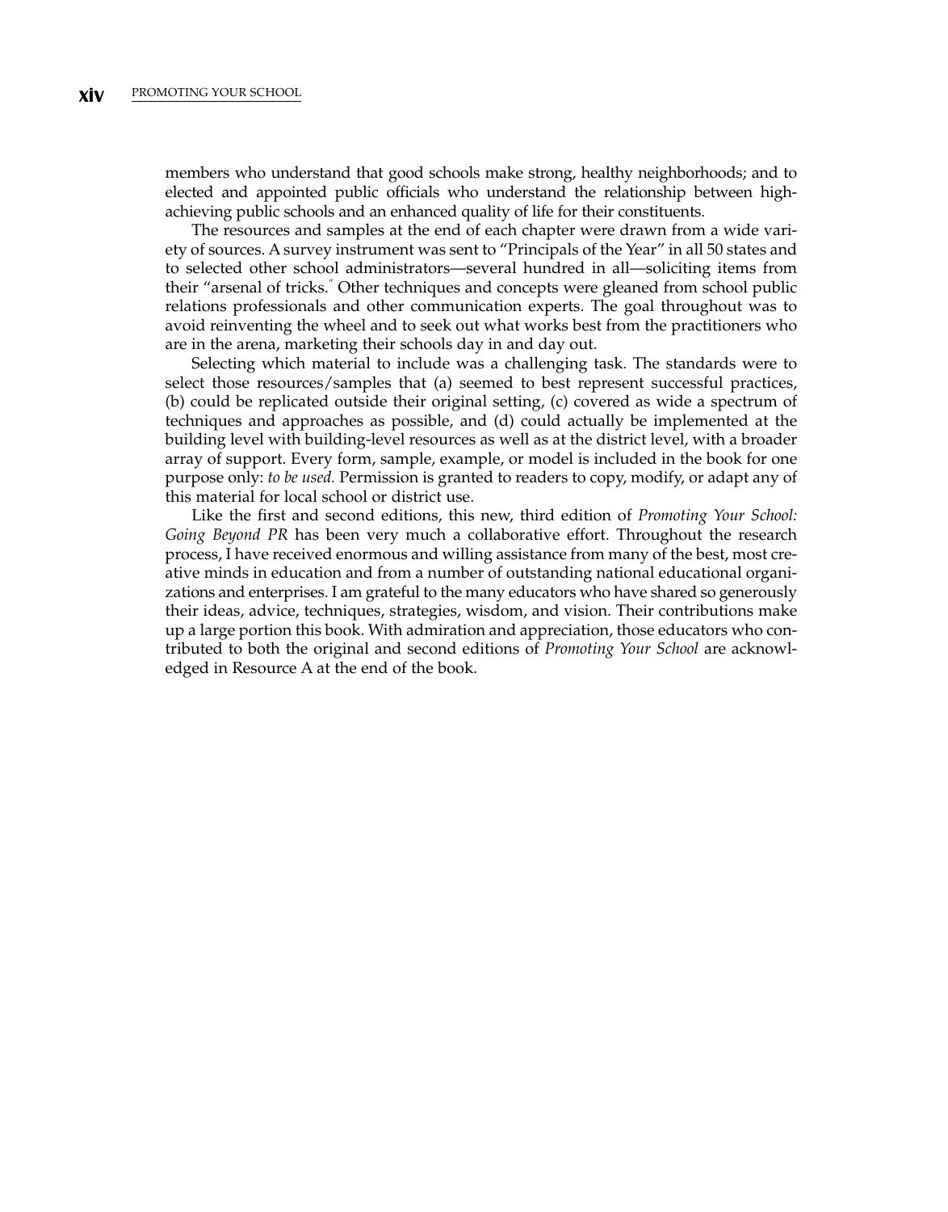members who understand that good schools make strong, healthy neighborhoods; and to elected and appointed public officials who understand the relationship between high-achieving public schools and an enhanced quality of life for their constituents.

The resources and samples at the end of each chapter were drawn from a wide variety of sources. A survey instrument was sent to "Principals of the Year" in all 50 states and to selected other school administrators—several hundred in all—soliciting items from their "arsenal of tricks." Other techniques and concepts were gleaned from school public relations professionals and other communication experts. The goal throughout was to avoid reinventing the wheel and to seek out what works best from the practitioners who are in the arena, marketing their schools day in and day out.

Selecting which material to include was a challenging task. The standards were to select those resources/samples that (a) seemed to best represent successful practices, (b) could be replicated outside their original setting, (c) covered as wide a spectrum of techniques and approaches as possible, and (d) could actually be implemented at the building level with building-level resources as well as at the district level, with a broader array of support. Every form, sample, example, or model is included in the book for one purpose only: *to be used.* Permission is granted to readers to copy, modify, or adapt any of this material for local school or district use.

Like the first and second editions, this new, third edition of *Promoting Your School: Going Beyond PR* has been very much a collaborative effort. Throughout the research process, I have received enormous and willing assistance from many of the best, most creative minds in education and from a number of outstanding national educational organizations and enterprises. I am grateful to the many educators who have shared so generously their ideas, advice, techniques, strategies, wisdom, and vision. Their contributions make up a large portion this book. With admiration and appreciation, those educators who contributed to both the original and second editions of *Promoting Your School* are acknowledged in Resource A at the end of the book.